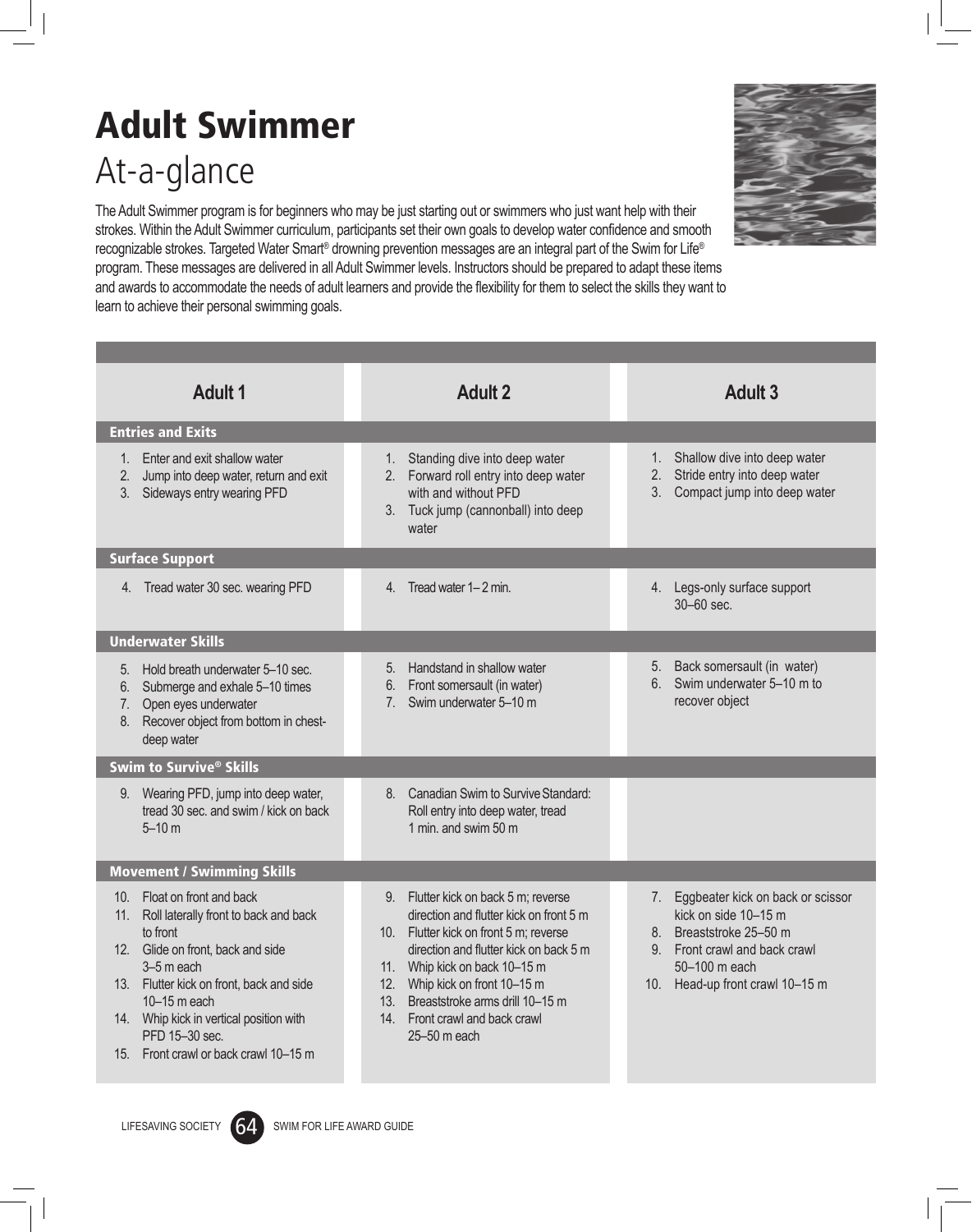# Adult Swimmer

## At-a-glance

The Adult Swimmer program is for beginners who may be just starting out or swimmers who just want help with their strokes. Within the Adult Swimmer curriculum, participants set their own goals to develop water confidence and smooth recognizable strokes. Targeted Water Smart® drowning prevention messages are an integral part of the Swim for Life® program. These messages are delivered in all Adult Swimmer levels. Instructors should be prepared to adapt these items and awards to accommodate the needs of adult learners and provide the flexibility for them to select the skills they want to learn to achieve their personal swimming goals.

| Adult 1 | Adult 2 | Adult 3 |
|---|---|---|
| **Entries and Exits** | | |
| 1. Enter and exit shallow water<br>2. Jump into deep water, return and exit<br>3. Sideways entry wearing PFD | 1. Standing dive into deep water<br>2. Forward roll entry into deep water with and without PFD<br>3. Tuck jump (cannonball) into deep water | 1. Shallow dive into deep water<br>2. Stride entry into deep water<br>3. Compact jump into deep water |
| **Surface Support** | | |
| 4. Tread water 30 sec. wearing PFD | 4. Tread water 1– 2 min. | 4. Legs-only surface support 30–60 sec. |
| **Underwater Skills** | | |
| 5. Hold breath underwater 5–10 sec.<br>6. Submerge and exhale 5–10 times<br>7. Open eyes underwater<br>8. Recover object from bottom in chest-deep water | 5. Handstand in shallow water<br>6. Front somersault (in water)<br>7. Swim underwater 5–10 m | 5. Back somersault (in water)<br>6. Swim underwater 5–10 m to recover object |
| **Swim to Survive® Skills** | | |
| 9. Wearing PFD, jump into deep water, tread 30 sec. and swim / kick on back 5–10 m | 8. Canadian Swim to Survive Standard: Roll entry into deep water, tread 1 min. and swim 50 m | |
| **Movement / Swimming Skills** | | |
| 10. Float on front and back<br>11. Roll laterally front to back and back to front<br>12. Glide on front, back and side 3–5 m each<br>13. Flutter kick on front, back and side 10–15 m each<br>14. Whip kick in vertical position with PFD 15–30 sec.<br>15. Front crawl or back crawl 10–15 m | 9. Flutter kick on back 5 m; reverse direction and flutter kick on front 5 m<br>10. Flutter kick on front 5 m; reverse direction and flutter kick on back 5 m<br>11. Whip kick on back 10–15 m<br>12. Whip kick on front 10–15 m<br>13. Breaststroke arms drill 10–15 m<br>14. Front crawl and back crawl 25–50 m each | 7. Eggbeater kick on back or scissor kick on side 10–15 m<br>8. Breaststroke 25–50 m<br>9. Front crawl and back crawl 50–100 m each<br>10. Head-up front crawl 10–15 m |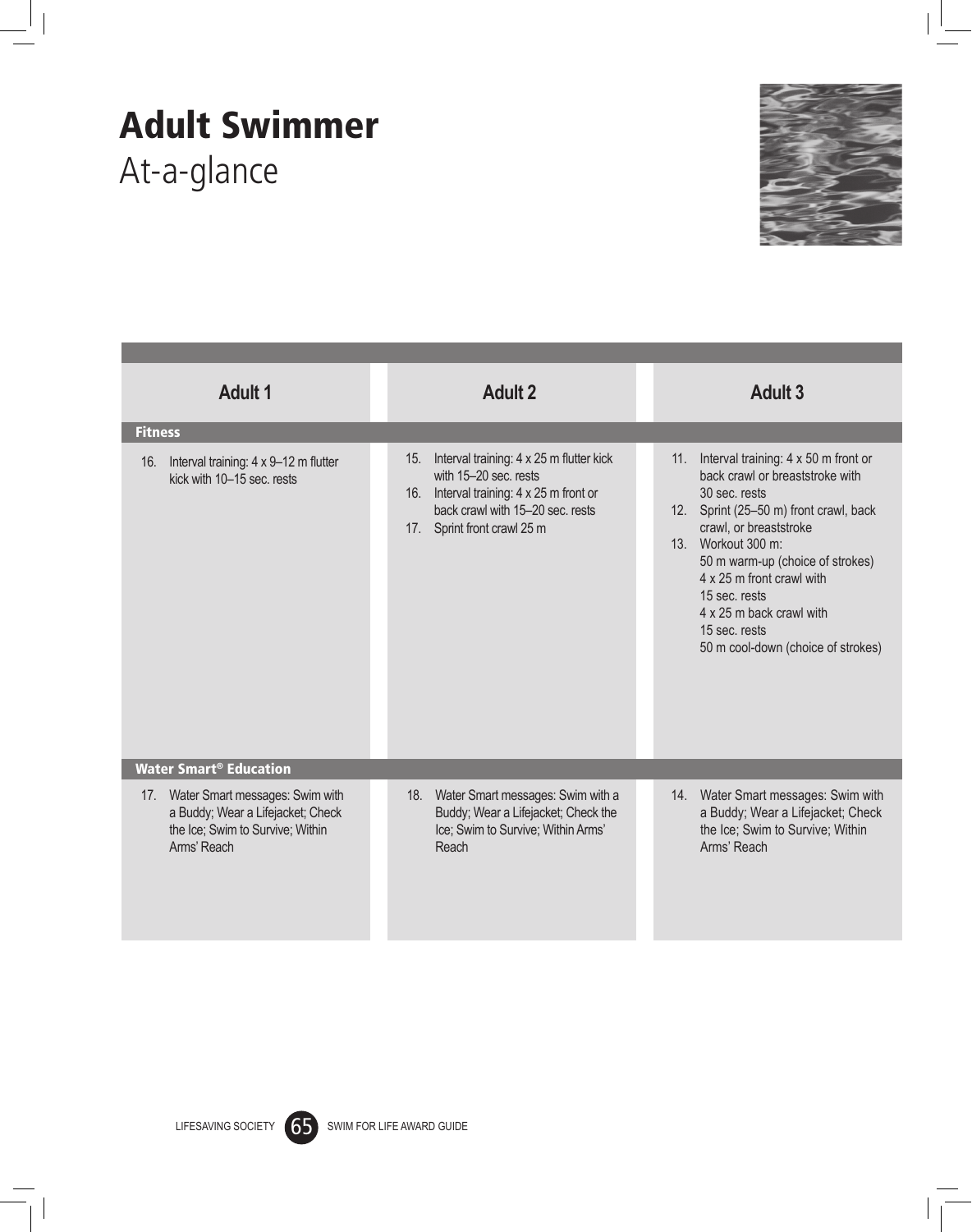# Adult Swimmer

At-a-glance

| Adult 1 | Adult 2 | Adult 3 |
|---|---|---|
| **Fitness** | | |
| 16. Interval training: 4 x 9–12 m flutter kick with 10–15 sec. rests | 15. Interval training: 4 x 25 m flutter kick with 15–20 sec. rests<br>16. Interval training: 4 x 25 m front or back crawl with 15–20 sec. rests<br>17. Sprint front crawl 25 m | 11. Interval training: 4 x 50 m front or back crawl or breaststroke with 30 sec. rests<br>12. Sprint (25–50 m) front crawl, back crawl, or breaststroke<br>13. Workout 300 m:<br>50 m warm-up (choice of strokes)<br>4 x 25 m front crawl with 15 sec. rests<br>4 x 25 m back crawl with 15 sec. rests<br>50 m cool-down (choice of strokes) |
| **Water Smart® Education** | | |
| 17. Water Smart messages: Swim with a Buddy; Wear a Lifejacket; Check the Ice; Swim to Survive; Within Arms' Reach | 18. Water Smart messages: Swim with a Buddy; Wear a Lifejacket; Check the Ice; Swim to Survive; Within Arms' Reach | 14. Water Smart messages: Swim with a Buddy; Wear a Lifejacket; Check the Ice; Swim to Survive; Within Arms' Reach |